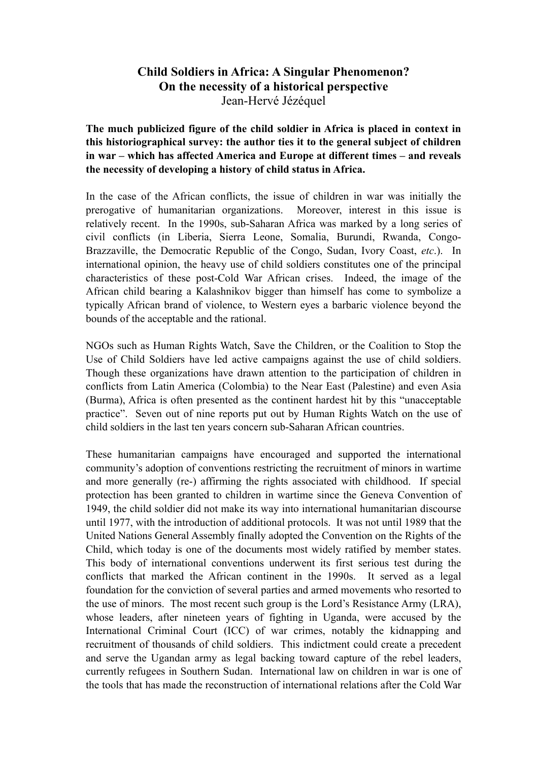# Child Soldiers in Africa: A Singular Phenomenon?
## On the necessity of a historical perspective

Jean-Hervé Jézéquel

**The much publicized figure of the child soldier in Africa is placed in context in this historiographical survey: the author ties it to the general subject of children in war – which has affected America and Europe at different times – and reveals the necessity of developing a history of child status in Africa.**

In the case of the African conflicts, the issue of children in war was initially the prerogative of humanitarian organizations. Moreover, interest in this issue is relatively recent. In the 1990s, sub-Saharan Africa was marked by a long series of civil conflicts (in Liberia, Sierra Leone, Somalia, Burundi, Rwanda, Congo-Brazzaville, the Democratic Republic of the Congo, Sudan, Ivory Coast, *etc*.). In international opinion, the heavy use of child soldiers constitutes one of the principal characteristics of these post-Cold War African crises. Indeed, the image of the African child bearing a Kalashnikov bigger than himself has come to symbolize a typically African brand of violence, to Western eyes a barbaric violence beyond the bounds of the acceptable and the rational.

NGOs such as Human Rights Watch, Save the Children, or the Coalition to Stop the Use of Child Soldiers have led active campaigns against the use of child soldiers. Though these organizations have drawn attention to the participation of children in conflicts from Latin America (Colombia) to the Near East (Palestine) and even Asia (Burma), Africa is often presented as the continent hardest hit by this "unacceptable practice". Seven out of nine reports put out by Human Rights Watch on the use of child soldiers in the last ten years concern sub-Saharan African countries.

These humanitarian campaigns have encouraged and supported the international community's adoption of conventions restricting the recruitment of minors in wartime and more generally (re-) affirming the rights associated with childhood. If special protection has been granted to children in wartime since the Geneva Convention of 1949, the child soldier did not make its way into international humanitarian discourse until 1977, with the introduction of additional protocols. It was not until 1989 that the United Nations General Assembly finally adopted the Convention on the Rights of the Child, which today is one of the documents most widely ratified by member states. This body of international conventions underwent its first serious test during the conflicts that marked the African continent in the 1990s. It served as a legal foundation for the conviction of several parties and armed movements who resorted to the use of minors. The most recent such group is the Lord's Resistance Army (LRA), whose leaders, after nineteen years of fighting in Uganda, were accused by the International Criminal Court (ICC) of war crimes, notably the kidnapping and recruitment of thousands of child soldiers. This indictment could create a precedent and serve the Ugandan army as legal backing toward capture of the rebel leaders, currently refugees in Southern Sudan. International law on children in war is one of the tools that has made the reconstruction of international relations after the Cold War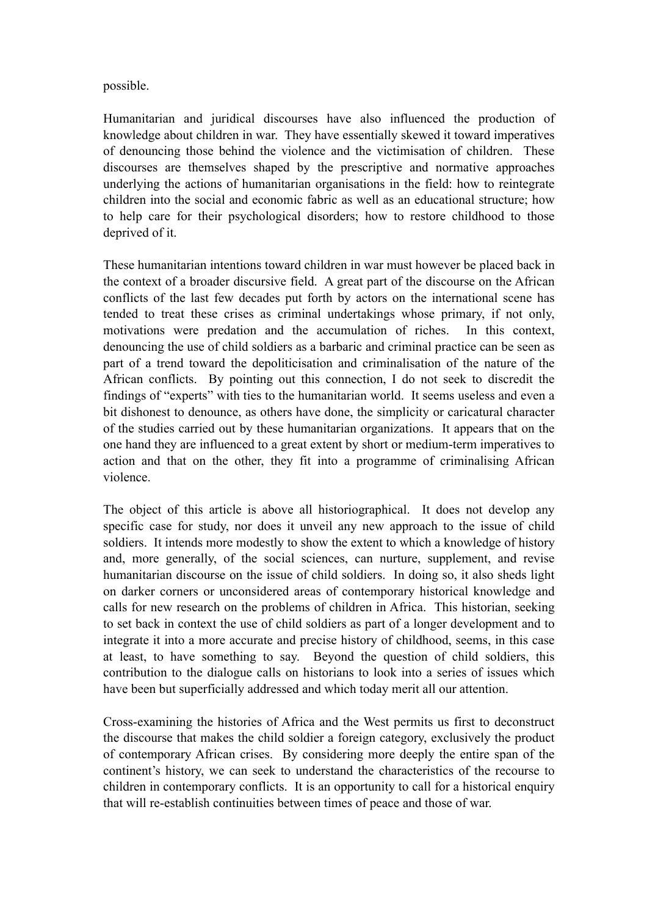possible.

Humanitarian and juridical discourses have also influenced the production of knowledge about children in war. They have essentially skewed it toward imperatives of denouncing those behind the violence and the victimisation of children. These discourses are themselves shaped by the prescriptive and normative approaches underlying the actions of humanitarian organisations in the field: how to reintegrate children into the social and economic fabric as well as an educational structure; how to help care for their psychological disorders; how to restore childhood to those deprived of it.

These humanitarian intentions toward children in war must however be placed back in the context of a broader discursive field. A great part of the discourse on the African conflicts of the last few decades put forth by actors on the international scene has tended to treat these crises as criminal undertakings whose primary, if not only, motivations were predation and the accumulation of riches. In this context, denouncing the use of child soldiers as a barbaric and criminal practice can be seen as part of a trend toward the depoliticisation and criminalisation of the nature of the African conflicts. By pointing out this connection, I do not seek to discredit the findings of "experts" with ties to the humanitarian world. It seems useless and even a bit dishonest to denounce, as others have done, the simplicity or caricatural character of the studies carried out by these humanitarian organizations. It appears that on the one hand they are influenced to a great extent by short or medium-term imperatives to action and that on the other, they fit into a programme of criminalising African violence.

The object of this article is above all historiographical. It does not develop any specific case for study, nor does it unveil any new approach to the issue of child soldiers. It intends more modestly to show the extent to which a knowledge of history and, more generally, of the social sciences, can nurture, supplement, and revise humanitarian discourse on the issue of child soldiers. In doing so, it also sheds light on darker corners or unconsidered areas of contemporary historical knowledge and calls for new research on the problems of children in Africa. This historian, seeking to set back in context the use of child soldiers as part of a longer development and to integrate it into a more accurate and precise history of childhood, seems, in this case at least, to have something to say. Beyond the question of child soldiers, this contribution to the dialogue calls on historians to look into a series of issues which have been but superficially addressed and which today merit all our attention.

Cross-examining the histories of Africa and the West permits us first to deconstruct the discourse that makes the child soldier a foreign category, exclusively the product of contemporary African crises. By considering more deeply the entire span of the continent's history, we can seek to understand the characteristics of the recourse to children in contemporary conflicts. It is an opportunity to call for a historical enquiry that will re-establish continuities between times of peace and those of war.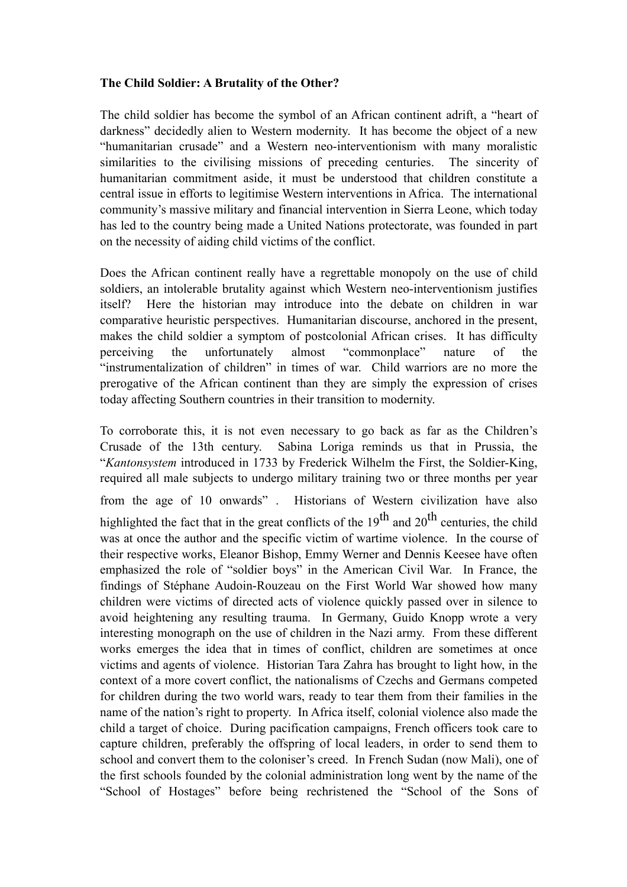**The Child Soldier: A Brutality of the Other?**

The child soldier has become the symbol of an African continent adrift, a "heart of darkness" decidedly alien to Western modernity. It has become the object of a new "humanitarian crusade" and a Western neo-interventionism with many moralistic similarities to the civilising missions of preceding centuries. The sincerity of humanitarian commitment aside, it must be understood that children constitute a central issue in efforts to legitimise Western interventions in Africa. The international community's massive military and financial intervention in Sierra Leone, which today has led to the country being made a United Nations protectorate, was founded in part on the necessity of aiding child victims of the conflict.

Does the African continent really have a regrettable monopoly on the use of child soldiers, an intolerable brutality against which Western neo-interventionism justifies itself? Here the historian may introduce into the debate on children in war comparative heuristic perspectives. Humanitarian discourse, anchored in the present, makes the child soldier a symptom of postcolonial African crises. It has difficulty perceiving the unfortunately almost "commonplace" nature of the "instrumentalization of children" in times of war. Child warriors are no more the prerogative of the African continent than they are simply the expression of crises today affecting Southern countries in their transition to modernity.

To corroborate this, it is not even necessary to go back as far as the Children's Crusade of the 13th century. Sabina Loriga reminds us that in Prussia, the "*Kantonsystem* introduced in 1733 by Frederick Wilhelm the First, the Soldier-King, required all male subjects to undergo military training two or three months per year from the age of 10 onwards" . Historians of Western civilization have also highlighted the fact that in the great conflicts of the 19th and 20th centuries, the child was at once the author and the specific victim of wartime violence. In the course of their respective works, Eleanor Bishop, Emmy Werner and Dennis Keesee have often emphasized the role of "soldier boys" in the American Civil War. In France, the findings of Stéphane Audoin-Rouzeau on the First World War showed how many children were victims of directed acts of violence quickly passed over in silence to avoid heightening any resulting trauma. In Germany, Guido Knopp wrote a very interesting monograph on the use of children in the Nazi army. From these different works emerges the idea that in times of conflict, children are sometimes at once victims and agents of violence. Historian Tara Zahra has brought to light how, in the context of a more covert conflict, the nationalisms of Czechs and Germans competed for children during the two world wars, ready to tear them from their families in the name of the nation's right to property. In Africa itself, colonial violence also made the child a target of choice. During pacification campaigns, French officers took care to capture children, preferably the offspring of local leaders, in order to send them to school and convert them to the coloniser's creed. In French Sudan (now Mali), one of the first schools founded by the colonial administration long went by the name of the "School of Hostages" before being rechristened the "School of the Sons of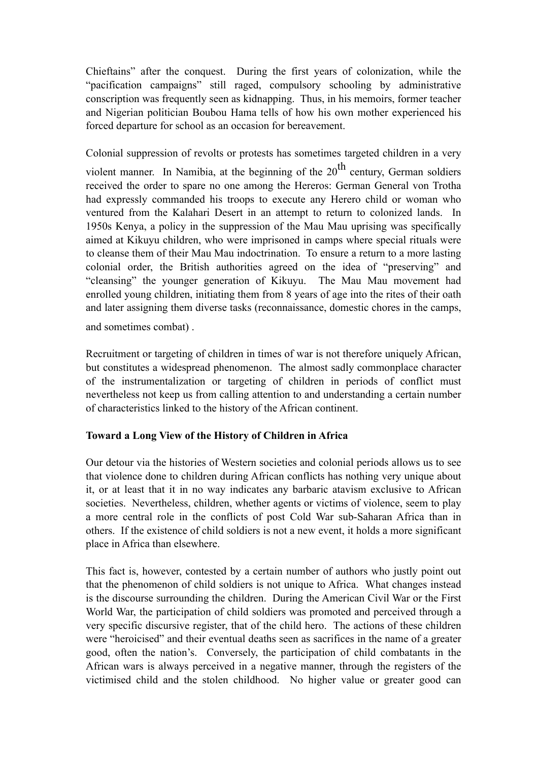Chieftains" after the conquest. During the first years of colonization, while the "pacification campaigns" still raged, compulsory schooling by administrative conscription was frequently seen as kidnapping. Thus, in his memoirs, former teacher and Nigerian politician Boubou Hama tells of how his own mother experienced his forced departure for school as an occasion for bereavement.

Colonial suppression of revolts or protests has sometimes targeted children in a very violent manner. In Namibia, at the beginning of the 20th century, German soldiers received the order to spare no one among the Hereros: German General von Trotha had expressly commanded his troops to execute any Herero child or woman who ventured from the Kalahari Desert in an attempt to return to colonized lands. In 1950s Kenya, a policy in the suppression of the Mau Mau uprising was specifically aimed at Kikuyu children, who were imprisoned in camps where special rituals were to cleanse them of their Mau Mau indoctrination. To ensure a return to a more lasting colonial order, the British authorities agreed on the idea of "preserving" and "cleansing" the younger generation of Kikuyu. The Mau Mau movement had enrolled young children, initiating them from 8 years of age into the rites of their oath and later assigning them diverse tasks (reconnaissance, domestic chores in the camps, and sometimes combat) .

Recruitment or targeting of children in times of war is not therefore uniquely African, but constitutes a widespread phenomenon. The almost sadly commonplace character of the instrumentalization or targeting of children in periods of conflict must nevertheless not keep us from calling attention to and understanding a certain number of characteristics linked to the history of the African continent.

**Toward a Long View of the History of Children in Africa**

Our detour via the histories of Western societies and colonial periods allows us to see that violence done to children during African conflicts has nothing very unique about it, or at least that it in no way indicates any barbaric atavism exclusive to African societies. Nevertheless, children, whether agents or victims of violence, seem to play a more central role in the conflicts of post Cold War sub-Saharan Africa than in others. If the existence of child soldiers is not a new event, it holds a more significant place in Africa than elsewhere.

This fact is, however, contested by a certain number of authors who justly point out that the phenomenon of child soldiers is not unique to Africa. What changes instead is the discourse surrounding the children. During the American Civil War or the First World War, the participation of child soldiers was promoted and perceived through a very specific discursive register, that of the child hero. The actions of these children were "heroicised" and their eventual deaths seen as sacrifices in the name of a greater good, often the nation's. Conversely, the participation of child combatants in the African wars is always perceived in a negative manner, through the registers of the victimised child and the stolen childhood. No higher value or greater good can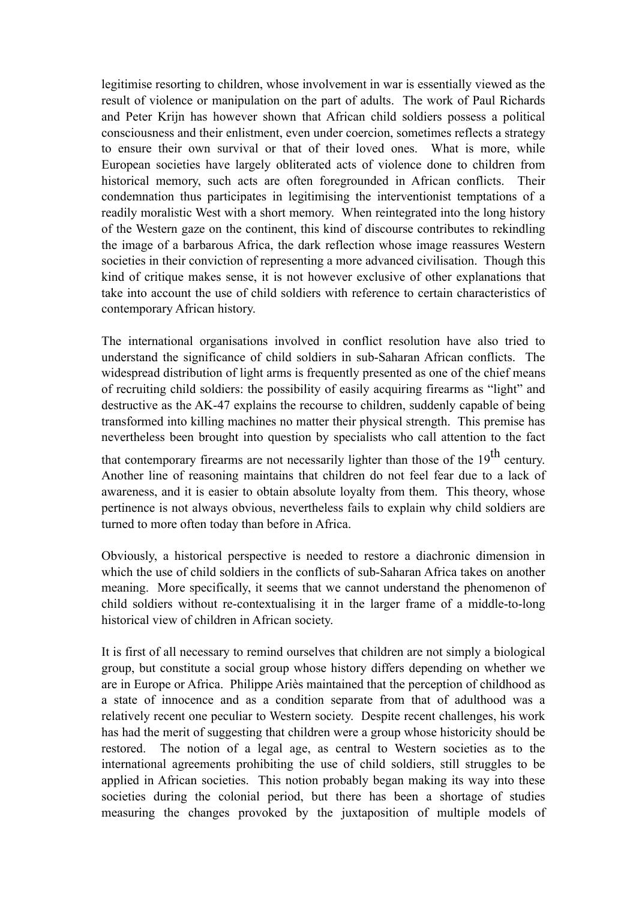legitimise resorting to children, whose involvement in war is essentially viewed as the result of violence or manipulation on the part of adults. The work of Paul Richards and Peter Krijn has however shown that African child soldiers possess a political consciousness and their enlistment, even under coercion, sometimes reflects a strategy to ensure their own survival or that of their loved ones. What is more, while European societies have largely obliterated acts of violence done to children from historical memory, such acts are often foregrounded in African conflicts. Their condemnation thus participates in legitimising the interventionist temptations of a readily moralistic West with a short memory. When reintegrated into the long history of the Western gaze on the continent, this kind of discourse contributes to rekindling the image of a barbarous Africa, the dark reflection whose image reassures Western societies in their conviction of representing a more advanced civilisation. Though this kind of critique makes sense, it is not however exclusive of other explanations that take into account the use of child soldiers with reference to certain characteristics of contemporary African history.

The international organisations involved in conflict resolution have also tried to understand the significance of child soldiers in sub-Saharan African conflicts. The widespread distribution of light arms is frequently presented as one of the chief means of recruiting child soldiers: the possibility of easily acquiring firearms as "light" and destructive as the AK-47 explains the recourse to children, suddenly capable of being transformed into killing machines no matter their physical strength. This premise has nevertheless been brought into question by specialists who call attention to the fact that contemporary firearms are not necessarily lighter than those of the 19th century. Another line of reasoning maintains that children do not feel fear due to a lack of awareness, and it is easier to obtain absolute loyalty from them. This theory, whose pertinence is not always obvious, nevertheless fails to explain why child soldiers are turned to more often today than before in Africa.

Obviously, a historical perspective is needed to restore a diachronic dimension in which the use of child soldiers in the conflicts of sub-Saharan Africa takes on another meaning. More specifically, it seems that we cannot understand the phenomenon of child soldiers without re-contextualising it in the larger frame of a middle-to-long historical view of children in African society.

It is first of all necessary to remind ourselves that children are not simply a biological group, but constitute a social group whose history differs depending on whether we are in Europe or Africa. Philippe Ariès maintained that the perception of childhood as a state of innocence and as a condition separate from that of adulthood was a relatively recent one peculiar to Western society. Despite recent challenges, his work has had the merit of suggesting that children were a group whose historicity should be restored. The notion of a legal age, as central to Western societies as to the international agreements prohibiting the use of child soldiers, still struggles to be applied in African societies. This notion probably began making its way into these societies during the colonial period, but there has been a shortage of studies measuring the changes provoked by the juxtaposition of multiple models of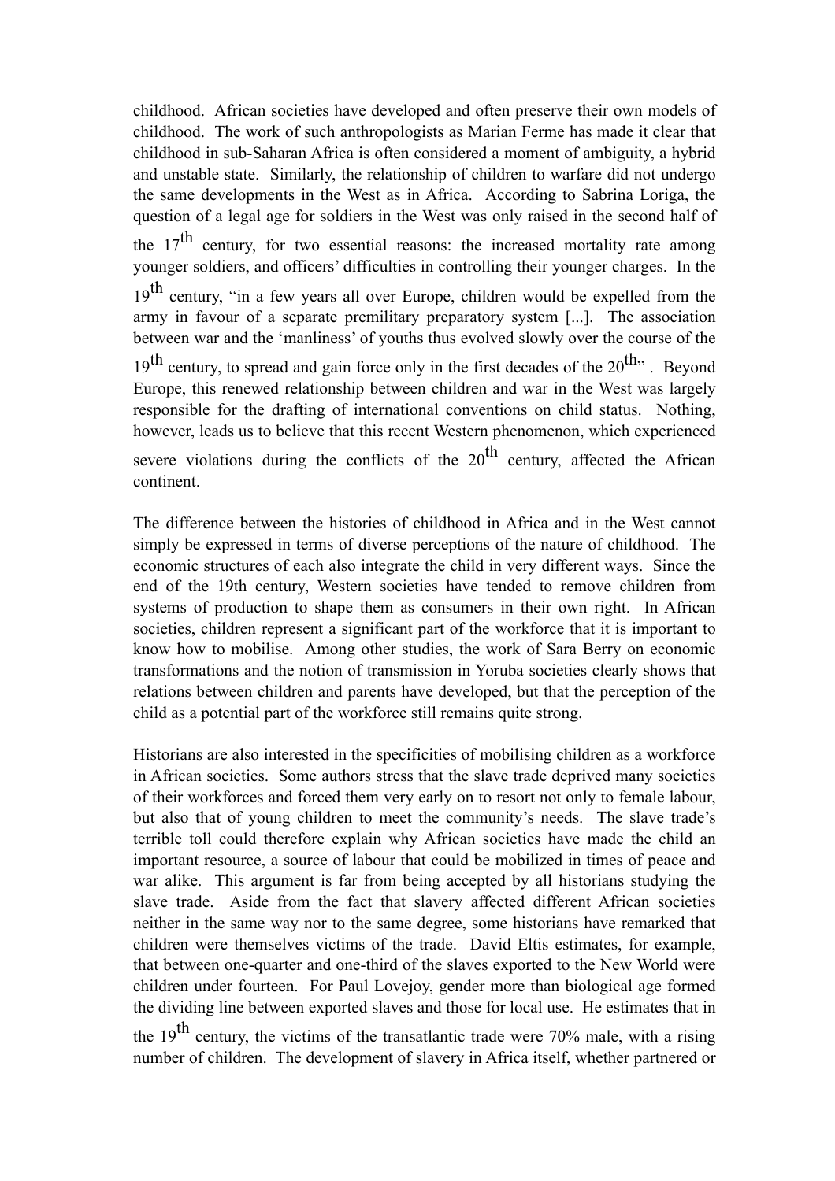childhood. African societies have developed and often preserve their own models of childhood. The work of such anthropologists as Marian Ferme has made it clear that childhood in sub-Saharan Africa is often considered a moment of ambiguity, a hybrid and unstable state. Similarly, the relationship of children to warfare did not undergo the same developments in the West as in Africa. According to Sabrina Loriga, the question of a legal age for soldiers in the West was only raised in the second half of the 17th century, for two essential reasons: the increased mortality rate among younger soldiers, and officers' difficulties in controlling their younger charges. In the 19th century, "in a few years all over Europe, children would be expelled from the army in favour of a separate premilitary preparatory system [...]. The association between war and the 'manliness' of youths thus evolved slowly over the course of the 19th century, to spread and gain force only in the first decades of the 20th". Beyond Europe, this renewed relationship between children and war in the West was largely responsible for the drafting of international conventions on child status. Nothing, however, leads us to believe that this recent Western phenomenon, which experienced severe violations during the conflicts of the 20th century, affected the African continent.

The difference between the histories of childhood in Africa and in the West cannot simply be expressed in terms of diverse perceptions of the nature of childhood. The economic structures of each also integrate the child in very different ways. Since the end of the 19th century, Western societies have tended to remove children from systems of production to shape them as consumers in their own right. In African societies, children represent a significant part of the workforce that it is important to know how to mobilise. Among other studies, the work of Sara Berry on economic transformations and the notion of transmission in Yoruba societies clearly shows that relations between children and parents have developed, but that the perception of the child as a potential part of the workforce still remains quite strong.

Historians are also interested in the specificities of mobilising children as a workforce in African societies. Some authors stress that the slave trade deprived many societies of their workforces and forced them very early on to resort not only to female labour, but also that of young children to meet the community's needs. The slave trade's terrible toll could therefore explain why African societies have made the child an important resource, a source of labour that could be mobilized in times of peace and war alike. This argument is far from being accepted by all historians studying the slave trade. Aside from the fact that slavery affected different African societies neither in the same way nor to the same degree, some historians have remarked that children were themselves victims of the trade. David Eltis estimates, for example, that between one-quarter and one-third of the slaves exported to the New World were children under fourteen. For Paul Lovejoy, gender more than biological age formed the dividing line between exported slaves and those for local use. He estimates that in the 19th century, the victims of the transatlantic trade were 70% male, with a rising number of children. The development of slavery in Africa itself, whether partnered or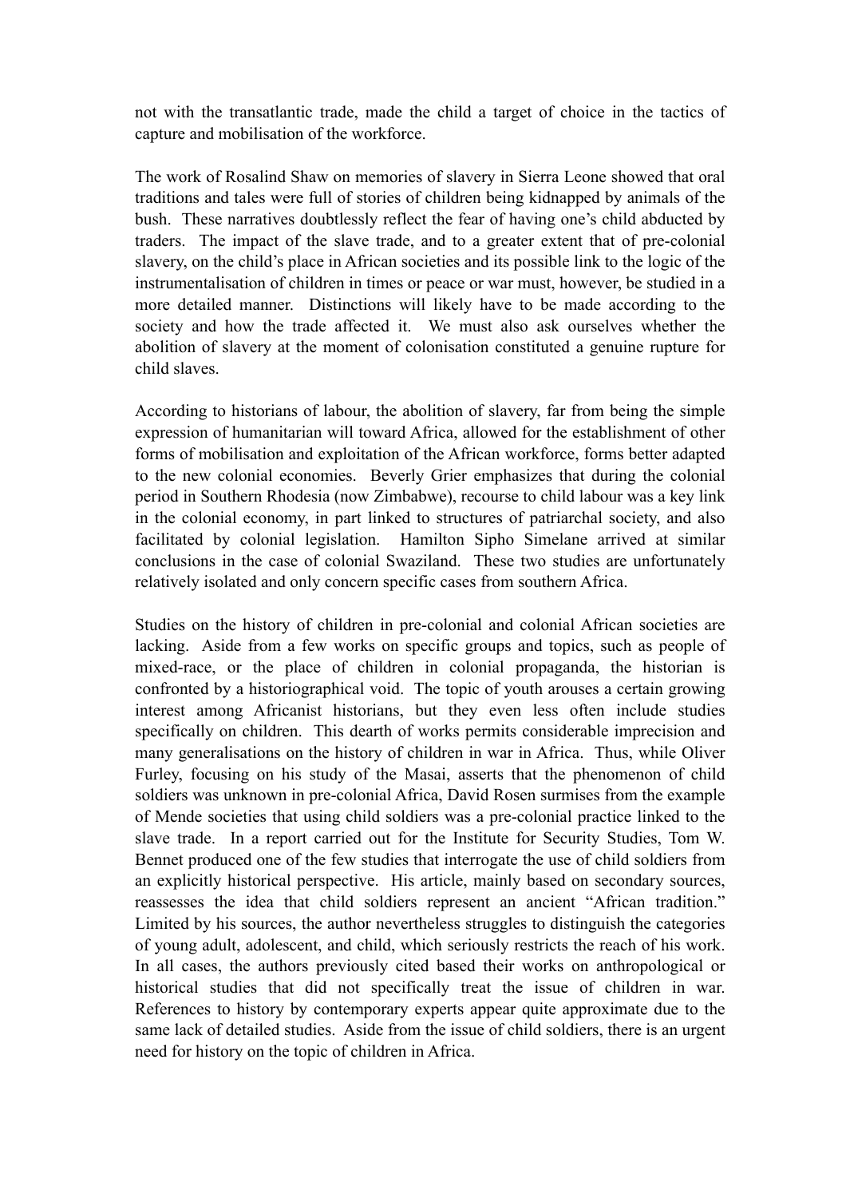not with the transatlantic trade, made the child a target of choice in the tactics of capture and mobilisation of the workforce.

The work of Rosalind Shaw on memories of slavery in Sierra Leone showed that oral traditions and tales were full of stories of children being kidnapped by animals of the bush. These narratives doubtlessly reflect the fear of having one's child abducted by traders. The impact of the slave trade, and to a greater extent that of pre-colonial slavery, on the child's place in African societies and its possible link to the logic of the instrumentalisation of children in times or peace or war must, however, be studied in a more detailed manner. Distinctions will likely have to be made according to the society and how the trade affected it. We must also ask ourselves whether the abolition of slavery at the moment of colonisation constituted a genuine rupture for child slaves.

According to historians of labour, the abolition of slavery, far from being the simple expression of humanitarian will toward Africa, allowed for the establishment of other forms of mobilisation and exploitation of the African workforce, forms better adapted to the new colonial economies. Beverly Grier emphasizes that during the colonial period in Southern Rhodesia (now Zimbabwe), recourse to child labour was a key link in the colonial economy, in part linked to structures of patriarchal society, and also facilitated by colonial legislation. Hamilton Sipho Simelane arrived at similar conclusions in the case of colonial Swaziland. These two studies are unfortunately relatively isolated and only concern specific cases from southern Africa.

Studies on the history of children in pre-colonial and colonial African societies are lacking. Aside from a few works on specific groups and topics, such as people of mixed-race, or the place of children in colonial propaganda, the historian is confronted by a historiographical void. The topic of youth arouses a certain growing interest among Africanist historians, but they even less often include studies specifically on children. This dearth of works permits considerable imprecision and many generalisations on the history of children in war in Africa. Thus, while Oliver Furley, focusing on his study of the Masai, asserts that the phenomenon of child soldiers was unknown in pre-colonial Africa, David Rosen surmises from the example of Mende societies that using child soldiers was a pre-colonial practice linked to the slave trade. In a report carried out for the Institute for Security Studies, Tom W. Bennet produced one of the few studies that interrogate the use of child soldiers from an explicitly historical perspective. His article, mainly based on secondary sources, reassesses the idea that child soldiers represent an ancient "African tradition." Limited by his sources, the author nevertheless struggles to distinguish the categories of young adult, adolescent, and child, which seriously restricts the reach of his work. In all cases, the authors previously cited based their works on anthropological or historical studies that did not specifically treat the issue of children in war. References to history by contemporary experts appear quite approximate due to the same lack of detailed studies. Aside from the issue of child soldiers, there is an urgent need for history on the topic of children in Africa.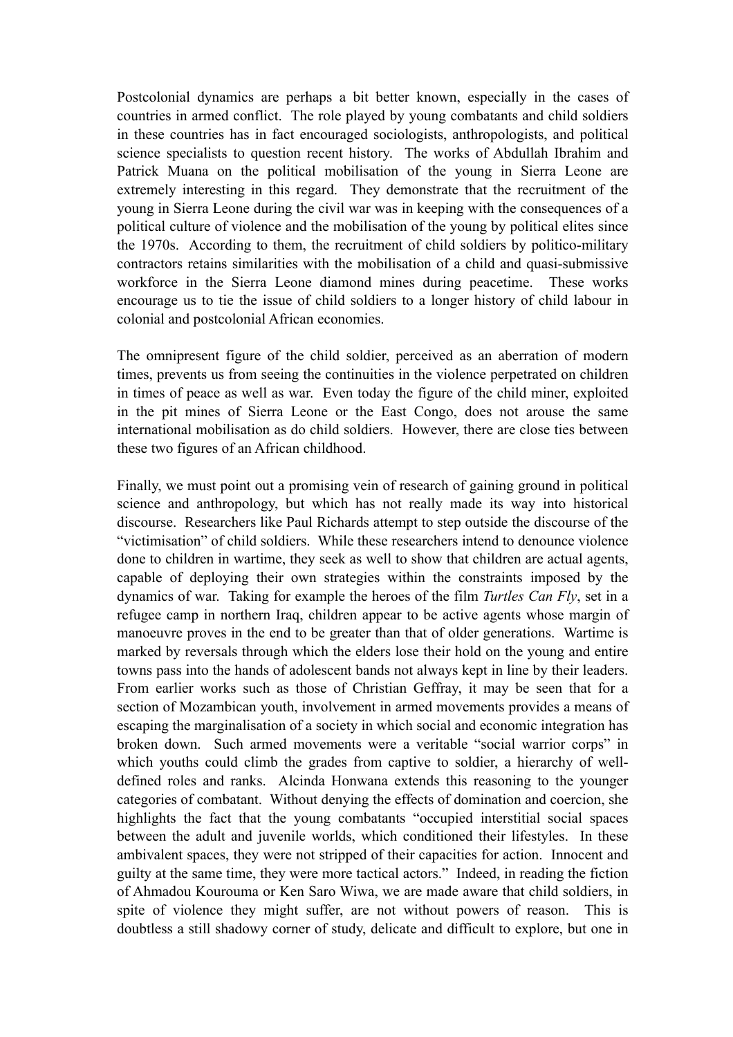Postcolonial dynamics are perhaps a bit better known, especially in the cases of countries in armed conflict. The role played by young combatants and child soldiers in these countries has in fact encouraged sociologists, anthropologists, and political science specialists to question recent history. The works of Abdullah Ibrahim and Patrick Muana on the political mobilisation of the young in Sierra Leone are extremely interesting in this regard. They demonstrate that the recruitment of the young in Sierra Leone during the civil war was in keeping with the consequences of a political culture of violence and the mobilisation of the young by political elites since the 1970s. According to them, the recruitment of child soldiers by politico-military contractors retains similarities with the mobilisation of a child and quasi-submissive workforce in the Sierra Leone diamond mines during peacetime. These works encourage us to tie the issue of child soldiers to a longer history of child labour in colonial and postcolonial African economies.

The omnipresent figure of the child soldier, perceived as an aberration of modern times, prevents us from seeing the continuities in the violence perpetrated on children in times of peace as well as war. Even today the figure of the child miner, exploited in the pit mines of Sierra Leone or the East Congo, does not arouse the same international mobilisation as do child soldiers. However, there are close ties between these two figures of an African childhood.

Finally, we must point out a promising vein of research of gaining ground in political science and anthropology, but which has not really made its way into historical discourse. Researchers like Paul Richards attempt to step outside the discourse of the "victimisation" of child soldiers. While these researchers intend to denounce violence done to children in wartime, they seek as well to show that children are actual agents, capable of deploying their own strategies within the constraints imposed by the dynamics of war. Taking for example the heroes of the film *Turtles Can Fly*, set in a refugee camp in northern Iraq, children appear to be active agents whose margin of manoeuvre proves in the end to be greater than that of older generations. Wartime is marked by reversals through which the elders lose their hold on the young and entire towns pass into the hands of adolescent bands not always kept in line by their leaders. From earlier works such as those of Christian Geffray, it may be seen that for a section of Mozambican youth, involvement in armed movements provides a means of escaping the marginalisation of a society in which social and economic integration has broken down. Such armed movements were a veritable "social warrior corps" in which youths could climb the grades from captive to soldier, a hierarchy of well-defined roles and ranks. Alcinda Honwana extends this reasoning to the younger categories of combatant. Without denying the effects of domination and coercion, she highlights the fact that the young combatants "occupied interstitial social spaces between the adult and juvenile worlds, which conditioned their lifestyles. In these ambivalent spaces, they were not stripped of their capacities for action. Innocent and guilty at the same time, they were more tactical actors." Indeed, in reading the fiction of Ahmadou Kourouma or Ken Saro Wiwa, we are made aware that child soldiers, in spite of violence they might suffer, are not without powers of reason. This is doubtless a still shadowy corner of study, delicate and difficult to explore, but one in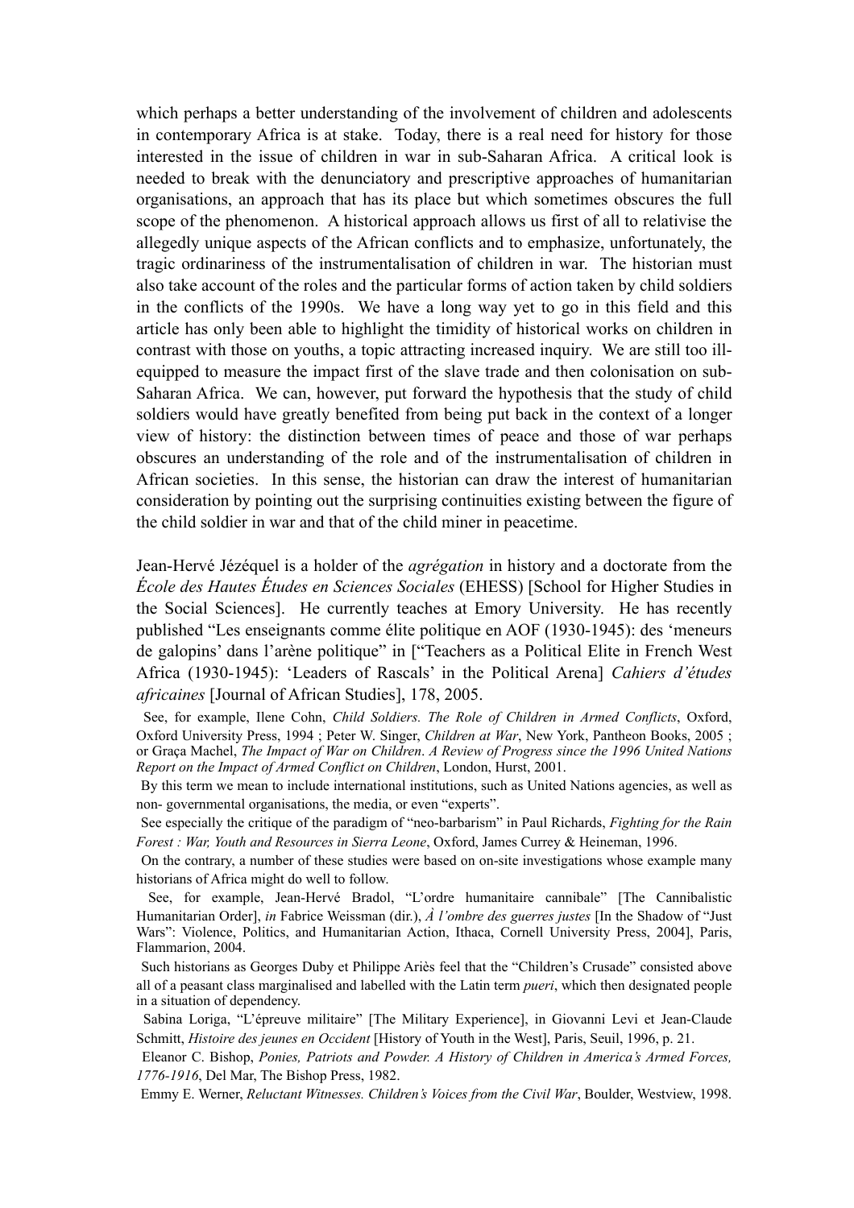which perhaps a better understanding of the involvement of children and adolescents in contemporary Africa is at stake. Today, there is a real need for history for those interested in the issue of children in war in sub-Saharan Africa. A critical look is needed to break with the denunciatory and prescriptive approaches of humanitarian organisations, an approach that has its place but which sometimes obscures the full scope of the phenomenon. A historical approach allows us first of all to relativise the allegedly unique aspects of the African conflicts and to emphasize, unfortunately, the tragic ordinariness of the instrumentalisation of children in war. The historian must also take account of the roles and the particular forms of action taken by child soldiers in the conflicts of the 1990s. We have a long way yet to go in this field and this article has only been able to highlight the timidity of historical works on children in contrast with those on youths, a topic attracting increased inquiry. We are still too ill-equipped to measure the impact first of the slave trade and then colonisation on sub-Saharan Africa. We can, however, put forward the hypothesis that the study of child soldiers would have greatly benefited from being put back in the context of a longer view of history: the distinction between times of peace and those of war perhaps obscures an understanding of the role and of the instrumentalisation of children in African societies. In this sense, the historian can draw the interest of humanitarian consideration by pointing out the surprising continuities existing between the figure of the child soldier in war and that of the child miner in peacetime.

Jean-Hervé Jézéquel is a holder of the *agrégation* in history and a doctorate from the *École des Hautes Études en Sciences Sociales* (EHESS) [School for Higher Studies in the Social Sciences]. He currently teaches at Emory University. He has recently published "Les enseignants comme élite politique en AOF (1930-1945): des 'meneurs de galopins' dans l'arène politique" in ["Teachers as a Political Elite in French West Africa (1930-1945): 'Leaders of Rascals' in the Political Arena] *Cahiers d'études africaines* [Journal of African Studies], 178, 2005.

See, for example, Ilene Cohn, *Child Soldiers. The Role of Children in Armed Conflicts*, Oxford, Oxford University Press, 1994 ; Peter W. Singer, *Children at War*, New York, Pantheon Books, 2005 ; or Graça Machel, *The Impact of War on Children. A Review of Progress since the 1996 United Nations Report on the Impact of Armed Conflict on Children*, London, Hurst, 2001.

By this term we mean to include international institutions, such as United Nations agencies, as well as non- governmental organisations, the media, or even "experts".

See especially the critique of the paradigm of "neo-barbarism" in Paul Richards, *Fighting for the Rain Forest : War, Youth and Resources in Sierra Leone*, Oxford, James Currey & Heineman, 1996.

On the contrary, a number of these studies were based on on-site investigations whose example many historians of Africa might do well to follow.

See, for example, Jean-Hervé Bradol, "L'ordre humanitaire cannibale" [The Cannibalistic Humanitarian Order], *in* Fabrice Weissman (dir.), *À l'ombre des guerres justes* [In the Shadow of "Just Wars": Violence, Politics, and Humanitarian Action, Ithaca, Cornell University Press, 2004], Paris, Flammarion, 2004.

Such historians as Georges Duby et Philippe Ariès feel that the "Children's Crusade" consisted above all of a peasant class marginalised and labelled with the Latin term *pueri*, which then designated people in a situation of dependency.

Sabina Loriga, "L'épreuve militaire" [The Military Experience], in Giovanni Levi et Jean-Claude Schmitt, *Histoire des jeunes en Occident* [History of Youth in the West], Paris, Seuil, 1996, p. 21.

Eleanor C. Bishop, *Ponies, Patriots and Powder. A History of Children in America's Armed Forces, 1776-1916*, Del Mar, The Bishop Press, 1982.

Emmy E. Werner, *Reluctant Witnesses. Children's Voices from the Civil War*, Boulder, Westview, 1998.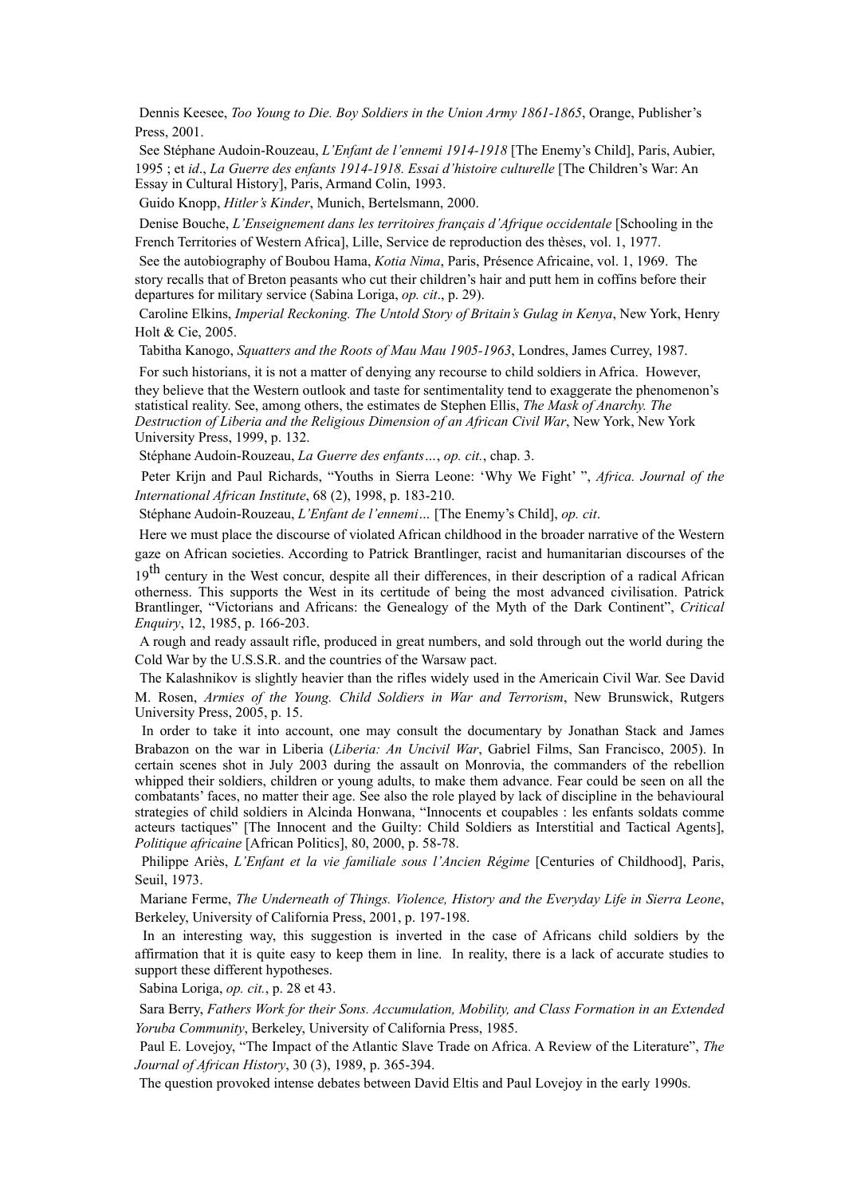Dennis Keesee, *Too Young to Die. Boy Soldiers in the Union Army 1861-1865*, Orange, Publisher's Press, 2001.

See Stéphane Audoin-Rouzeau, *L'Enfant de l'ennemi 1914-1918* [The Enemy's Child], Paris, Aubier, 1995 ; et *id*., *La Guerre des enfants 1914-1918. Essai d'histoire culturelle* [The Children's War: An Essay in Cultural History], Paris, Armand Colin, 1993.

Guido Knopp, *Hitler's Kinder*, Munich, Bertelsmann, 2000.

Denise Bouche, *L'Enseignement dans les territoires français d'Afrique occidentale* [Schooling in the French Territories of Western Africa], Lille, Service de reproduction des thèses, vol. 1, 1977.

See the autobiography of Boubou Hama, *Kotia Nima*, Paris, Présence Africaine, vol. 1, 1969. The story recalls that of Breton peasants who cut their children's hair and putt hem in coffins before their departures for military service (Sabina Loriga, *op. cit*., p. 29).

Caroline Elkins, *Imperial Reckoning. The Untold Story of Britain's Gulag in Kenya*, New York, Henry Holt & Cie, 2005.

Tabitha Kanogo, *Squatters and the Roots of Mau Mau 1905-1963*, Londres, James Currey, 1987.

For such historians, it is not a matter of denying any recourse to child soldiers in Africa. However, they believe that the Western outlook and taste for sentimentality tend to exaggerate the phenomenon's statistical reality. See, among others, the estimates de Stephen Ellis, *The Mask of Anarchy. The Destruction of Liberia and the Religious Dimension of an African Civil War*, New York, New York University Press, 1999, p. 132.

Stéphane Audoin-Rouzeau, *La Guerre des enfants…*, *op. cit.*, chap. 3.

Peter Krijn and Paul Richards, "Youths in Sierra Leone: 'Why We Fight' ", *Africa. Journal of the International African Institute*, 68 (2), 1998, p. 183-210.

Stéphane Audoin-Rouzeau, *L'Enfant de l'ennemi…* [The Enemy's Child], *op. cit*.

Here we must place the discourse of violated African childhood in the broader narrative of the Western gaze on African societies. According to Patrick Brantlinger, racist and humanitarian discourses of the 19th century in the West concur, despite all their differences, in their description of a radical African otherness. This supports the West in its certitude of being the most advanced civilisation. Patrick Brantlinger, "Victorians and Africans: the Genealogy of the Myth of the Dark Continent", *Critical Enquiry*, 12, 1985, p. 166-203.

A rough and ready assault rifle, produced in great numbers, and sold through out the world during the Cold War by the U.S.S.R. and the countries of the Warsaw pact.

The Kalashnikov is slightly heavier than the rifles widely used in the Americain Civil War. See David M. Rosen, *Armies of the Young. Child Soldiers in War and Terrorism*, New Brunswick, Rutgers University Press, 2005, p. 15.

In order to take it into account, one may consult the documentary by Jonathan Stack and James Brabazon on the war in Liberia (*Liberia: An Uncivil War*, Gabriel Films, San Francisco, 2005). In certain scenes shot in July 2003 during the assault on Monrovia, the commanders of the rebellion whipped their soldiers, children or young adults, to make them advance. Fear could be seen on all the combatants' faces, no matter their age. See also the role played by lack of discipline in the behavioural strategies of child soldiers in Alcinda Honwana, "Innocents et coupables : les enfants soldats comme acteurs tactiques" [The Innocent and the Guilty: Child Soldiers as Interstitial and Tactical Agents], *Politique africaine* [African Politics], 80, 2000, p. 58-78.

Philippe Ariès, *L'Enfant et la vie familiale sous l'Ancien Régime* [Centuries of Childhood], Paris, Seuil, 1973.

Mariane Ferme, *The Underneath of Things. Violence, History and the Everyday Life in Sierra Leone*, Berkeley, University of California Press, 2001, p. 197-198.

In an interesting way, this suggestion is inverted in the case of Africans child soldiers by the affirmation that it is quite easy to keep them in line. In reality, there is a lack of accurate studies to support these different hypotheses.

Sabina Loriga, *op. cit.*, p. 28 et 43.

Sara Berry, *Fathers Work for their Sons. Accumulation, Mobility, and Class Formation in an Extended Yoruba Community*, Berkeley, University of California Press, 1985.

Paul E. Lovejoy, "The Impact of the Atlantic Slave Trade on Africa. A Review of the Literature", *The Journal of African History*, 30 (3), 1989, p. 365-394.

The question provoked intense debates between David Eltis and Paul Lovejoy in the early 1990s.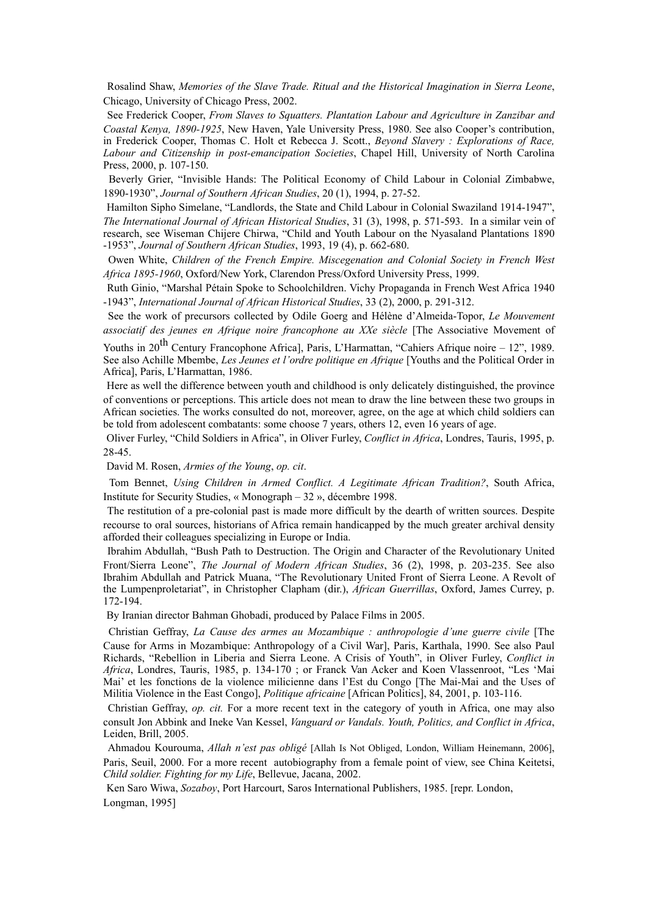Rosalind Shaw, *Memories of the Slave Trade. Ritual and the Historical Imagination in Sierra Leone*, Chicago, University of Chicago Press, 2002.

See Frederick Cooper, *From Slaves to Squatters. Plantation Labour and Agriculture in Zanzibar and Coastal Kenya, 1890-1925*, New Haven, Yale University Press, 1980. See also Cooper's contribution, in Frederick Cooper, Thomas C. Holt et Rebecca J. Scott., *Beyond Slavery : Explorations of Race, Labour and Citizenship in post-emancipation Societies*, Chapel Hill, University of North Carolina Press, 2000, p. 107-150.

Beverly Grier, "Invisible Hands: The Political Economy of Child Labour in Colonial Zimbabwe, 1890-1930", *Journal of Southern African Studies*, 20 (1), 1994, p. 27-52.

Hamilton Sipho Simelane, "Landlords, the State and Child Labour in Colonial Swaziland 1914-1947", *The International Journal of African Historical Studies*, 31 (3), 1998, p. 571-593. In a similar vein of research, see Wiseman Chijere Chirwa, "Child and Youth Labour on the Nyasaland Plantations 1890 -1953", *Journal of Southern African Studies*, 1993, 19 (4), p. 662-680.

Owen White, *Children of the French Empire. Miscegenation and Colonial Society in French West Africa 1895-1960*, Oxford/New York, Clarendon Press/Oxford University Press, 1999.

Ruth Ginio, "Marshal Pétain Spoke to Schoolchildren. Vichy Propaganda in French West Africa 1940 -1943", *International Journal of African Historical Studies*, 33 (2), 2000, p. 291-312.

See the work of precursors collected by Odile Goerg and Hélène d'Almeida-Topor, *Le Mouvement associatif des jeunes en Afrique noire francophone au XXe siècle* [The Associative Movement of Youths in 20th Century Francophone Africa], Paris, L'Harmattan, "Cahiers Afrique noire – 12", 1989. See also Achille Mbembe, *Les Jeunes et l'ordre politique en Afrique* [Youths and the Political Order in Africa], Paris, L'Harmattan, 1986.

Here as well the difference between youth and childhood is only delicately distinguished, the province of conventions or perceptions. This article does not mean to draw the line between these two groups in African societies. The works consulted do not, moreover, agree, on the age at which child soldiers can be told from adolescent combatants: some choose 7 years, others 12, even 16 years of age.

Oliver Furley, "Child Soldiers in Africa", in Oliver Furley, *Conflict in Africa*, Londres, Tauris, 1995, p. 28-45.

David M. Rosen, *Armies of the Young*, *op. cit*.

Tom Bennet, *Using Children in Armed Conflict. A Legitimate African Tradition?*, South Africa, Institute for Security Studies, « Monograph – 32 », décembre 1998.

The restitution of a pre-colonial past is made more difficult by the dearth of written sources. Despite recourse to oral sources, historians of Africa remain handicapped by the much greater archival density afforded their colleagues specializing in Europe or India.

Ibrahim Abdullah, "Bush Path to Destruction. The Origin and Character of the Revolutionary United Front/Sierra Leone", *The Journal of Modern African Studies*, 36 (2), 1998, p. 203-235. See also Ibrahim Abdullah and Patrick Muana, "The Revolutionary United Front of Sierra Leone. A Revolt of the Lumpenproletariat", in Christopher Clapham (dir.), *African Guerrillas*, Oxford, James Currey, p. 172-194.

By Iranian director Bahman Ghobadi, produced by Palace Films in 2005.

Christian Geffray, *La Cause des armes au Mozambique : anthropologie d'une guerre civile* [The Cause for Arms in Mozambique: Anthropology of a Civil War], Paris, Karthala, 1990. See also Paul Richards, "Rebellion in Liberia and Sierra Leone. A Crisis of Youth", in Oliver Furley, *Conflict in Africa*, Londres, Tauris, 1985, p. 134-170 ; or Franck Van Acker and Koen Vlassenroot, "Les 'Mai Mai' et les fonctions de la violence milicienne dans l'Est du Congo [The Mai-Mai and the Uses of Militia Violence in the East Congo], *Politique africaine* [African Politics], 84, 2001, p. 103-116.

Christian Geffray, *op. cit.* For a more recent text in the category of youth in Africa, one may also consult Jon Abbink and Ineke Van Kessel, *Vanguard or Vandals. Youth, Politics, and Conflict in Africa*, Leiden, Brill, 2005.

Ahmadou Kourouma, *Allah n'est pas obligé* [Allah Is Not Obliged, London, William Heinemann, 2006], Paris, Seuil, 2000. For a more recent autobiography from a female point of view, see China Keitetsi, *Child soldier. Fighting for my Life*, Bellevue, Jacana, 2002.

Ken Saro Wiwa, *Sozaboy*, Port Harcourt, Saros International Publishers, 1985. [repr. London, Longman, 1995]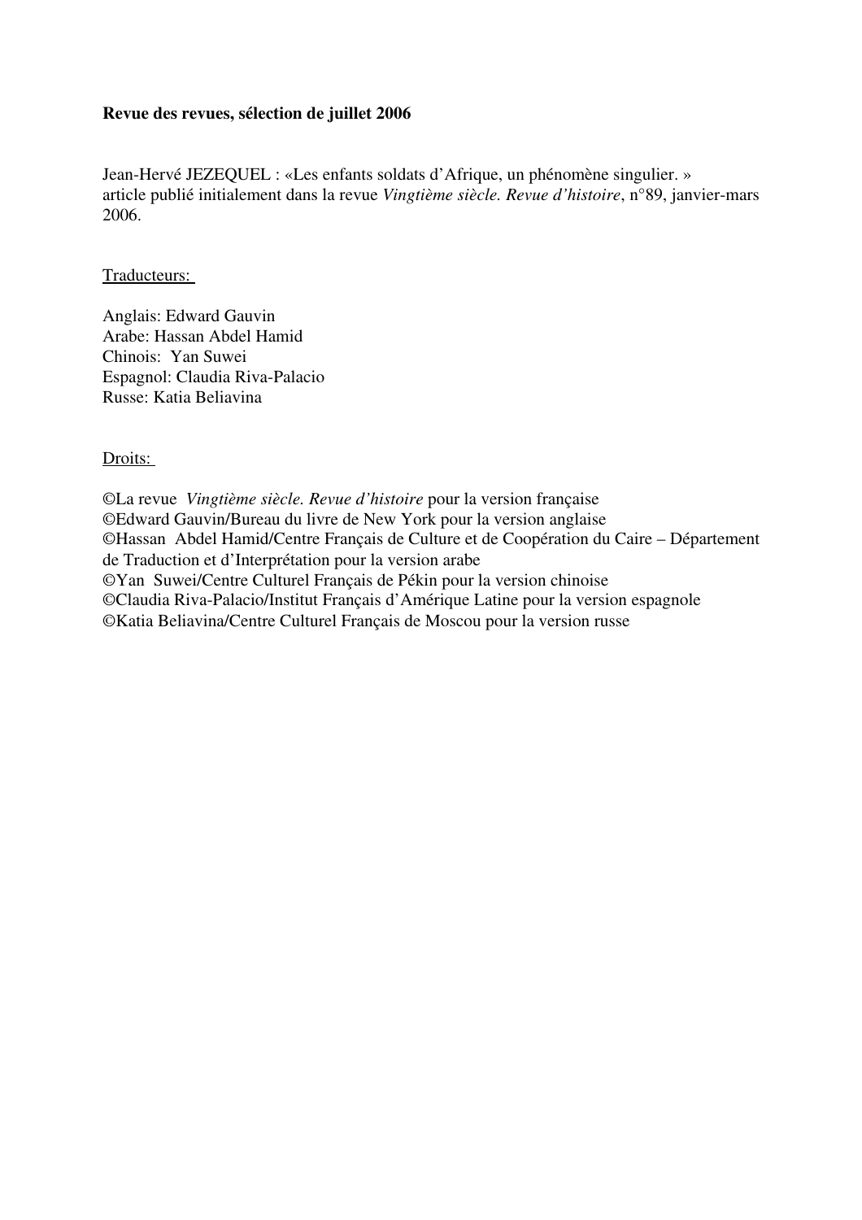**Revue des revues, sélection de juillet 2006**

Jean-Hervé JEZEQUEL : «Les enfants soldats d'Afrique, un phénomène singulier. »
article publié initialement dans la revue *Vingtième siècle. Revue d'histoire*, n°89, janvier-mars 2006.

Traducteurs:

Anglais: Edward Gauvin
Arabe: Hassan Abdel Hamid
Chinois: Yan Suwei
Espagnol: Claudia Riva-Palacio
Russe: Katia Beliavina

Droits:

©La revue *Vingtième siècle. Revue d'histoire* pour la version française
©Edward Gauvin/Bureau du livre de New York pour la version anglaise
©Hassan Abdel Hamid/Centre Français de Culture et de Coopération du Caire – Département de Traduction et d'Interprétation pour la version arabe
©Yan Suwei/Centre Culturel Français de Pékin pour la version chinoise
©Claudia Riva-Palacio/Institut Français d'Amérique Latine pour la version espagnole
©Katia Beliavina/Centre Culturel Français de Moscou pour la version russe